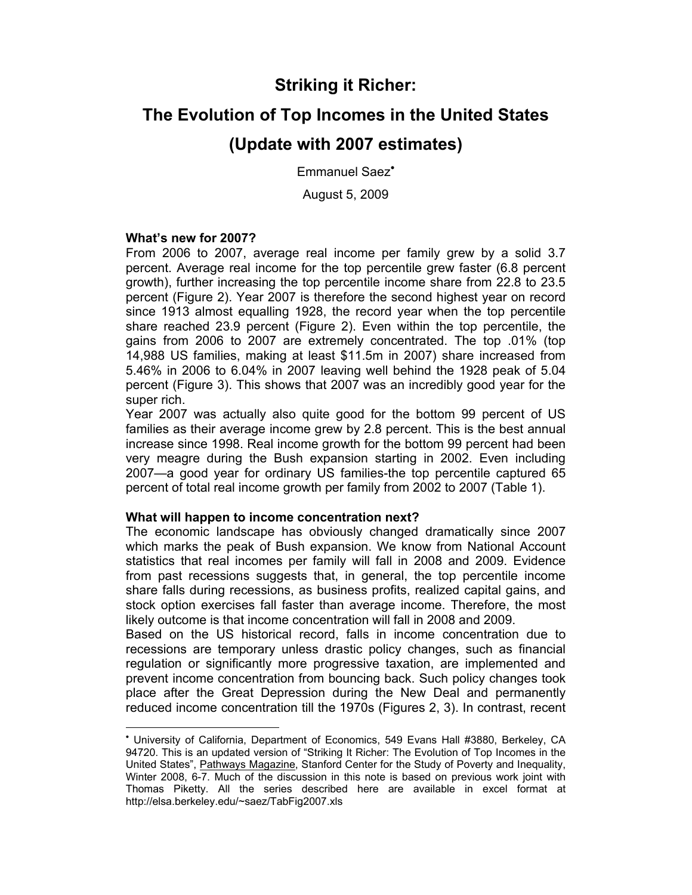# Striking it Richer:

# The Evolution of Top Incomes in the United States

# (Update with 2007 estimates)

Emmanuel Saez[•]

August 5, 2009

**What's new for 2007?**

From 2006 to 2007, average real income per family grew by a solid 3.7 percent. Average real income for the top percentile grew faster (6.8 percent growth), further increasing the top percentile income share from 22.8 to 23.5 percent (Figure 2). Year 2007 is therefore the second highest year on record since 1913 almost equalling 1928, the record year when the top percentile share reached 23.9 percent (Figure 2). Even within the top percentile, the gains from 2006 to 2007 are extremely concentrated. The top .01% (top 14,988 US families, making at least $11.5m in 2007) share increased from 5.46% in 2006 to 6.04% in 2007 leaving well behind the 1928 peak of 5.04 percent (Figure 3). This shows that 2007 was an incredibly good year for the super rich.

Year 2007 was actually also quite good for the bottom 99 percent of US families as their average income grew by 2.8 percent. This is the best annual increase since 1998. Real income growth for the bottom 99 percent had been very meagre during the Bush expansion starting in 2002. Even including 2007—a good year for ordinary US families-the top percentile captured 65 percent of total real income growth per family from 2002 to 2007 (Table 1).

**What will happen to income concentration next?**

The economic landscape has obviously changed dramatically since 2007 which marks the peak of Bush expansion. We know from National Account statistics that real incomes per family will fall in 2008 and 2009. Evidence from past recessions suggests that, in general, the top percentile income share falls during recessions, as business profits, realized capital gains, and stock option exercises fall faster than average income. Therefore, the most likely outcome is that income concentration will fall in 2008 and 2009.

Based on the US historical record, falls in income concentration due to recessions are temporary unless drastic policy changes, such as financial regulation or significantly more progressive taxation, are implemented and prevent income concentration from bouncing back. Such policy changes took place after the Great Depression during the New Deal and permanently reduced income concentration till the 1970s (Figures 2, 3). In contrast, recent

---

[•] University of California, Department of Economics, 549 Evans Hall #3880, Berkeley, CA 94720. This is an updated version of "Striking It Richer: The Evolution of Top Incomes in the United States", Pathways Magazine, Stanford Center for the Study of Poverty and Inequality, Winter 2008, 6-7. Much of the discussion in this note is based on previous work joint with Thomas Piketty. All the series described here are available in excel format at http://elsa.berkeley.edu/~saez/TabFig2007.xls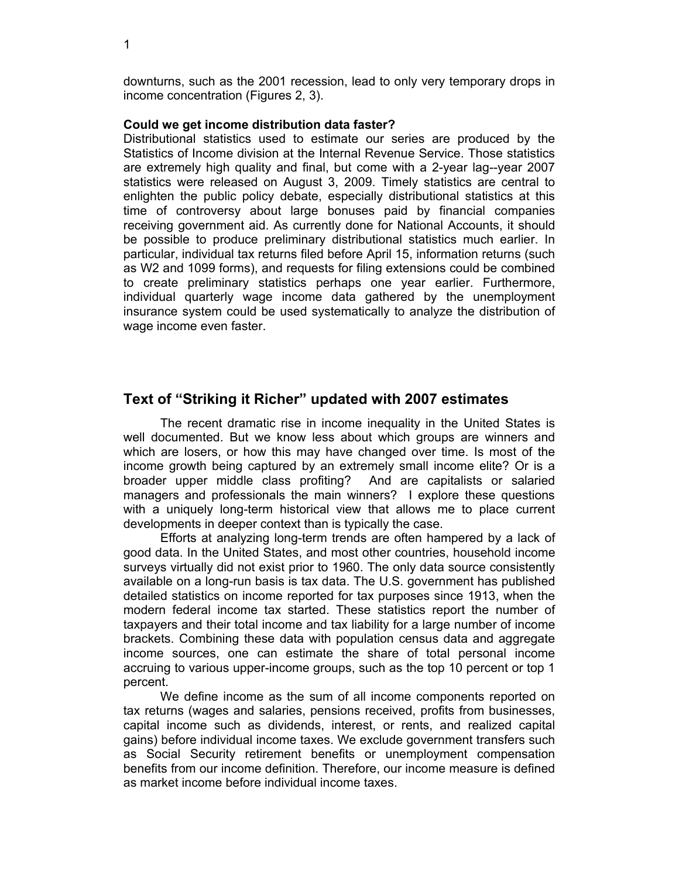downturns, such as the 2001 recession, lead to only very temporary drops in income concentration (Figures 2, 3).

**Could we get income distribution data faster?**

Distributional statistics used to estimate our series are produced by the Statistics of Income division at the Internal Revenue Service. Those statistics are extremely high quality and final, but come with a 2-year lag--year 2007 statistics were released on August 3, 2009. Timely statistics are central to enlighten the public policy debate, especially distributional statistics at this time of controversy about large bonuses paid by financial companies receiving government aid. As currently done for National Accounts, it should be possible to produce preliminary distributional statistics much earlier. In particular, individual tax returns filed before April 15, information returns (such as W2 and 1099 forms), and requests for filing extensions could be combined to create preliminary statistics perhaps one year earlier. Furthermore, individual quarterly wage income data gathered by the unemployment insurance system could be used systematically to analyze the distribution of wage income even faster.

## Text of "Striking it Richer" updated with 2007 estimates

The recent dramatic rise in income inequality in the United States is well documented. But we know less about which groups are winners and which are losers, or how this may have changed over time. Is most of the income growth being captured by an extremely small income elite? Or is a broader upper middle class profiting? And are capitalists or salaried managers and professionals the main winners? I explore these questions with a uniquely long-term historical view that allows me to place current developments in deeper context than is typically the case.

Efforts at analyzing long-term trends are often hampered by a lack of good data. In the United States, and most other countries, household income surveys virtually did not exist prior to 1960. The only data source consistently available on a long-run basis is tax data. The U.S. government has published detailed statistics on income reported for tax purposes since 1913, when the modern federal income tax started. These statistics report the number of taxpayers and their total income and tax liability for a large number of income brackets. Combining these data with population census data and aggregate income sources, one can estimate the share of total personal income accruing to various upper-income groups, such as the top 10 percent or top 1 percent.

We define income as the sum of all income components reported on tax returns (wages and salaries, pensions received, profits from businesses, capital income such as dividends, interest, or rents, and realized capital gains) before individual income taxes. We exclude government transfers such as Social Security retirement benefits or unemployment compensation benefits from our income definition. Therefore, our income measure is defined as market income before individual income taxes.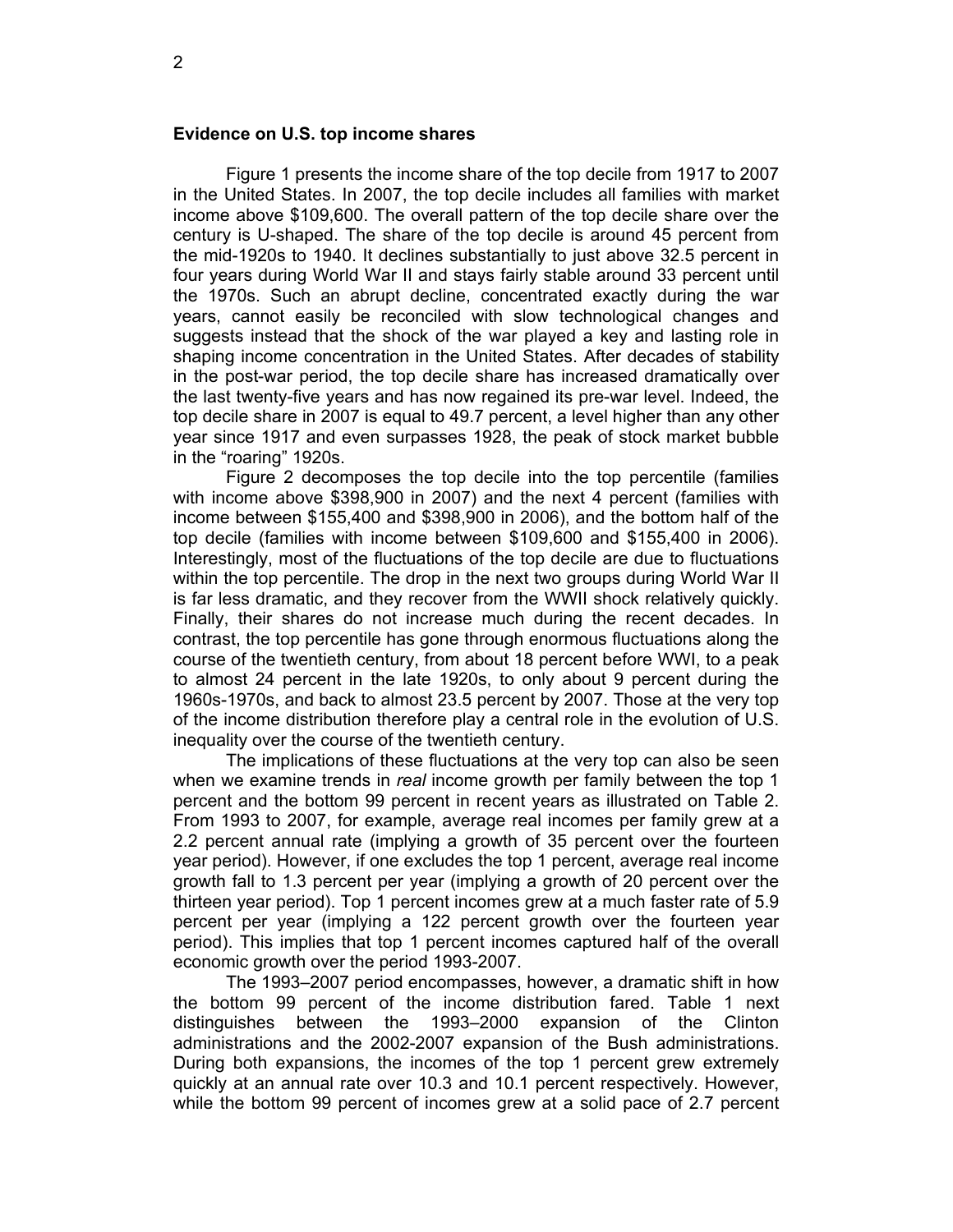**Evidence on U.S. top income shares**

Figure 1 presents the income share of the top decile from 1917 to 2007 in the United States. In 2007, the top decile includes all families with market income above $109,600. The overall pattern of the top decile share over the century is U-shaped. The share of the top decile is around 45 percent from the mid-1920s to 1940. It declines substantially to just above 32.5 percent in four years during World War II and stays fairly stable around 33 percent until the 1970s. Such an abrupt decline, concentrated exactly during the war years, cannot easily be reconciled with slow technological changes and suggests instead that the shock of the war played a key and lasting role in shaping income concentration in the United States. After decades of stability in the post-war period, the top decile share has increased dramatically over the last twenty-five years and has now regained its pre-war level. Indeed, the top decile share in 2007 is equal to 49.7 percent, a level higher than any other year since 1917 and even surpasses 1928, the peak of stock market bubble in the "roaring" 1920s.

Figure 2 decomposes the top decile into the top percentile (families with income above $398,900 in 2007) and the next 4 percent (families with income between $155,400 and $398,900 in 2006), and the bottom half of the top decile (families with income between $109,600 and $155,400 in 2006). Interestingly, most of the fluctuations of the top decile are due to fluctuations within the top percentile. The drop in the next two groups during World War II is far less dramatic, and they recover from the WWII shock relatively quickly. Finally, their shares do not increase much during the recent decades. In contrast, the top percentile has gone through enormous fluctuations along the course of the twentieth century, from about 18 percent before WWI, to a peak to almost 24 percent in the late 1920s, to only about 9 percent during the 1960s-1970s, and back to almost 23.5 percent by 2007. Those at the very top of the income distribution therefore play a central role in the evolution of U.S. inequality over the course of the twentieth century.

The implications of these fluctuations at the very top can also be seen when we examine trends in *real* income growth per family between the top 1 percent and the bottom 99 percent in recent years as illustrated on Table 2. From 1993 to 2007, for example, average real incomes per family grew at a 2.2 percent annual rate (implying a growth of 35 percent over the fourteen year period). However, if one excludes the top 1 percent, average real income growth fall to 1.3 percent per year (implying a growth of 20 percent over the thirteen year period). Top 1 percent incomes grew at a much faster rate of 5.9 percent per year (implying a 122 percent growth over the fourteen year period). This implies that top 1 percent incomes captured half of the overall economic growth over the period 1993-2007.

The 1993–2007 period encompasses, however, a dramatic shift in how the bottom 99 percent of the income distribution fared. Table 1 next distinguishes between the 1993–2000 expansion of the Clinton administrations and the 2002-2007 expansion of the Bush administrations. During both expansions, the incomes of the top 1 percent grew extremely quickly at an annual rate over 10.3 and 10.1 percent respectively. However, while the bottom 99 percent of incomes grew at a solid pace of 2.7 percent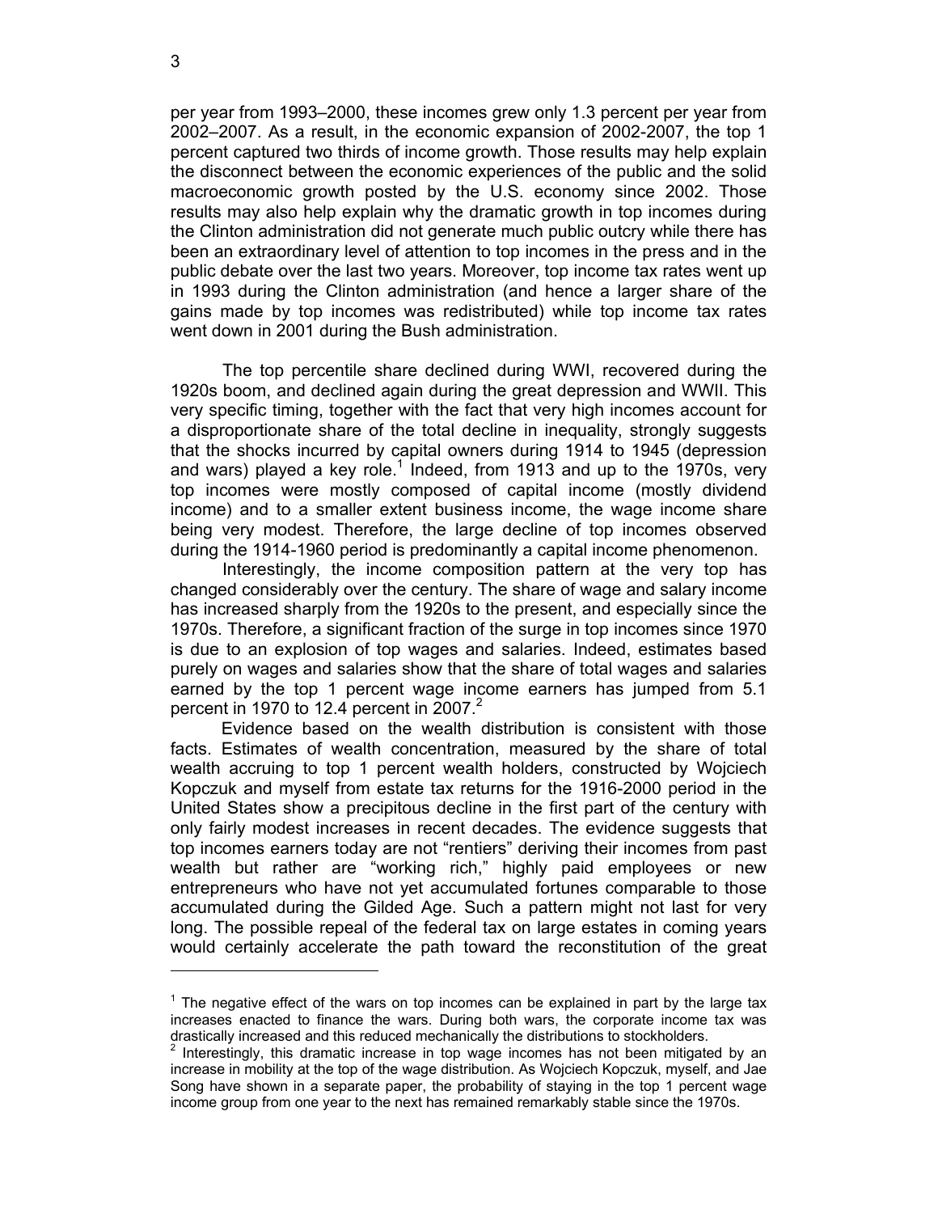per year from 1993–2000, these incomes grew only 1.3 percent per year from 2002–2007. As a result, in the economic expansion of 2002-2007, the top 1 percent captured two thirds of income growth. Those results may help explain the disconnect between the economic experiences of the public and the solid macroeconomic growth posted by the U.S. economy since 2002. Those results may also help explain why the dramatic growth in top incomes during the Clinton administration did not generate much public outcry while there has been an extraordinary level of attention to top incomes in the press and in the public debate over the last two years. Moreover, top income tax rates went up in 1993 during the Clinton administration (and hence a larger share of the gains made by top incomes was redistributed) while top income tax rates went down in 2001 during the Bush administration.

The top percentile share declined during WWI, recovered during the 1920s boom, and declined again during the great depression and WWII. This very specific timing, together with the fact that very high incomes account for a disproportionate share of the total decline in inequality, strongly suggests that the shocks incurred by capital owners during 1914 to 1945 (depression and wars) played a key role.[1] Indeed, from 1913 and up to the 1970s, very top incomes were mostly composed of capital income (mostly dividend income) and to a smaller extent business income, the wage income share being very modest. Therefore, the large decline of top incomes observed during the 1914-1960 period is predominantly a capital income phenomenon.

Interestingly, the income composition pattern at the very top has changed considerably over the century. The share of wage and salary income has increased sharply from the 1920s to the present, and especially since the 1970s. Therefore, a significant fraction of the surge in top incomes since 1970 is due to an explosion of top wages and salaries. Indeed, estimates based purely on wages and salaries show that the share of total wages and salaries earned by the top 1 percent wage income earners has jumped from 5.1 percent in 1970 to 12.4 percent in 2007.[2]

Evidence based on the wealth distribution is consistent with those facts. Estimates of wealth concentration, measured by the share of total wealth accruing to top 1 percent wealth holders, constructed by Wojciech Kopczuk and myself from estate tax returns for the 1916-2000 period in the United States show a precipitous decline in the first part of the century with only fairly modest increases in recent decades. The evidence suggests that top incomes earners today are not "rentiers" deriving their incomes from past wealth but rather are "working rich," highly paid employees or new entrepreneurs who have not yet accumulated fortunes comparable to those accumulated during the Gilded Age. Such a pattern might not last for very long. The possible repeal of the federal tax on large estates in coming years would certainly accelerate the path toward the reconstitution of the great

---

[1] The negative effect of the wars on top incomes can be explained in part by the large tax increases enacted to finance the wars. During both wars, the corporate income tax was drastically increased and this reduced mechanically the distributions to stockholders.

[2] Interestingly, this dramatic increase in top wage incomes has not been mitigated by an increase in mobility at the top of the wage distribution. As Wojciech Kopczuk, myself, and Jae Song have shown in a separate paper, the probability of staying in the top 1 percent wage income group from one year to the next has remained remarkably stable since the 1970s.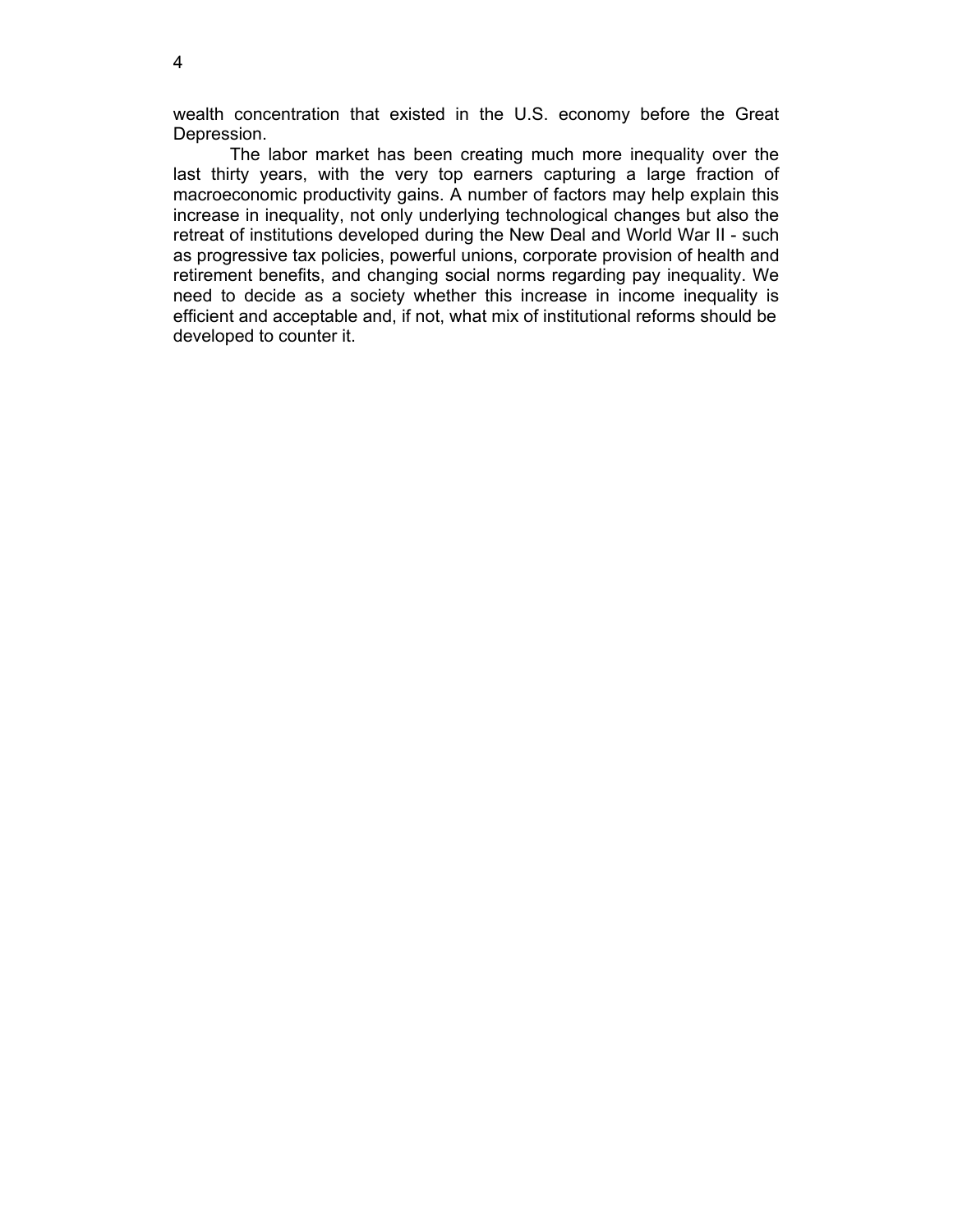wealth concentration that existed in the U.S. economy before the Great Depression.

The labor market has been creating much more inequality over the last thirty years, with the very top earners capturing a large fraction of macroeconomic productivity gains. A number of factors may help explain this increase in inequality, not only underlying technological changes but also the retreat of institutions developed during the New Deal and World War II - such as progressive tax policies, powerful unions, corporate provision of health and retirement benefits, and changing social norms regarding pay inequality. We need to decide as a society whether this increase in income inequality is efficient and acceptable and, if not, what mix of institutional reforms should be developed to counter it.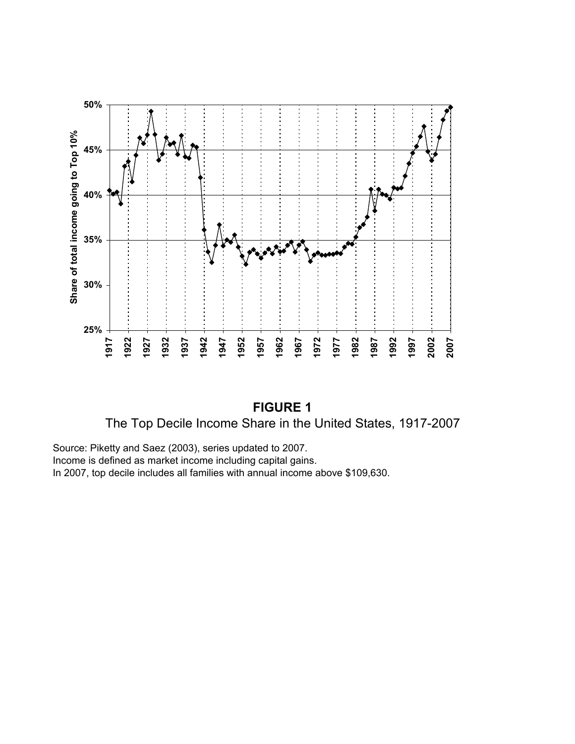**FIGURE 1**

The Top Decile Income Share in the United States, 1917-2007

Source: Piketty and Saez (2003), series updated to 2007.
Income is defined as market income including capital gains.
In 2007, top decile includes all families with annual income above $109,630.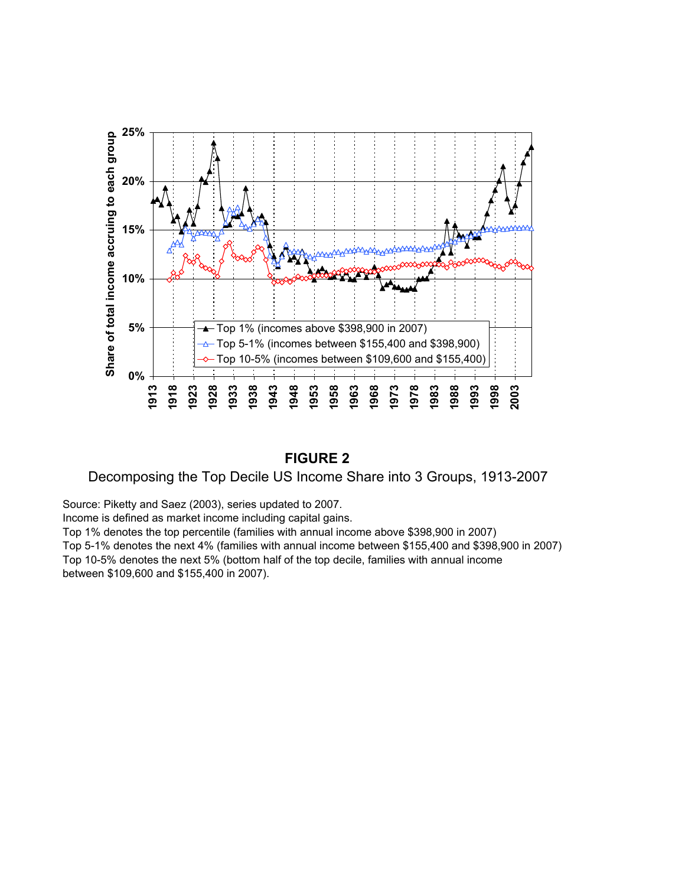**FIGURE 2**

Decomposing the Top Decile US Income Share into 3 Groups, 1913-2007

Source: Piketty and Saez (2003), series updated to 2007.
Income is defined as market income including capital gains.
Top 1% denotes the top percentile (families with annual income above $398,900 in 2007)
Top 5-1% denotes the next 4% (families with annual income between $155,400 and $398,900 in 2007)
Top 10-5% denotes the next 5% (bottom half of the top decile, families with annual income between $109,600 and $155,400 in 2007).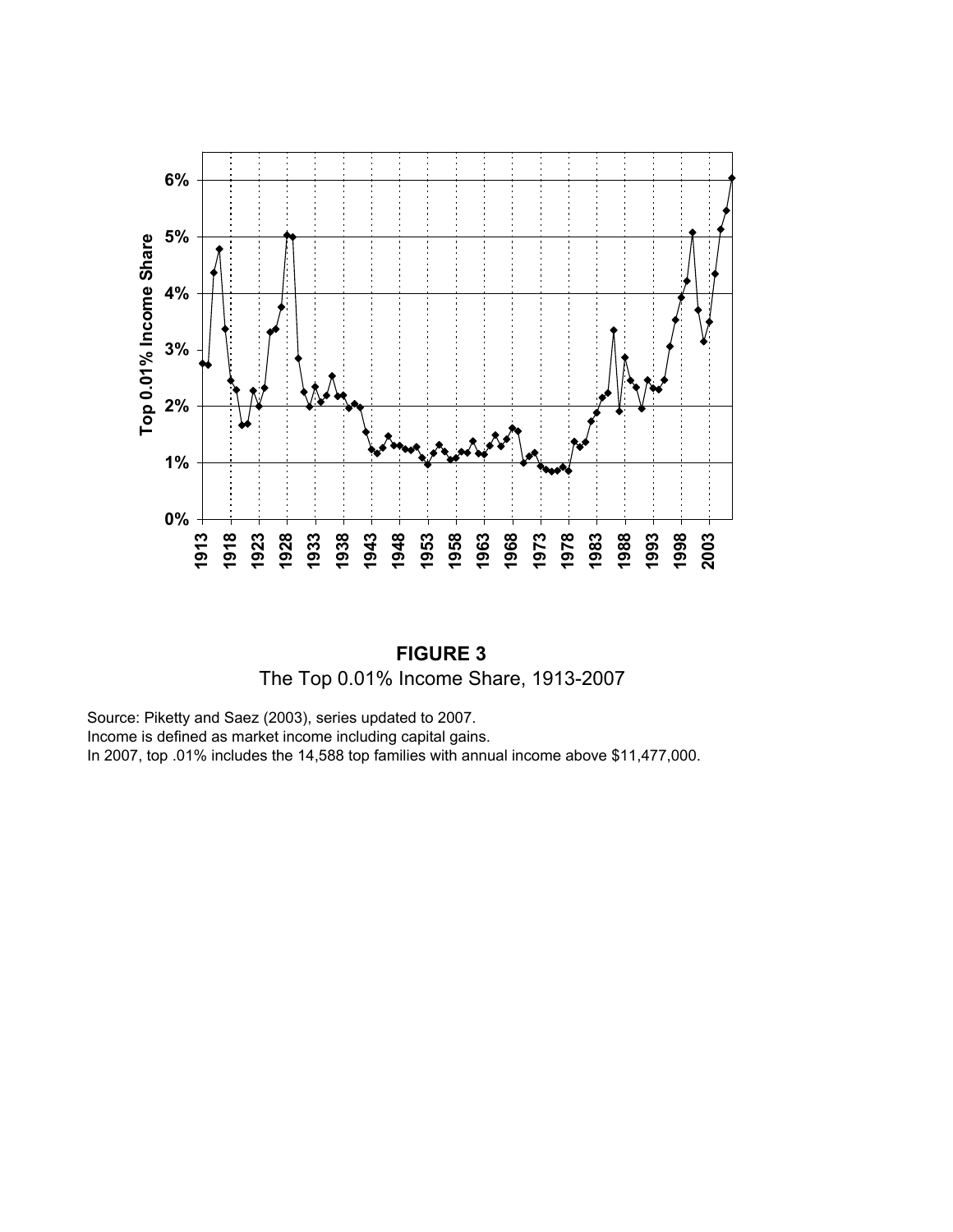**FIGURE 3**
The Top 0.01% Income Share, 1913-2007

Source: Piketty and Saez (2003), series updated to 2007.
Income is defined as market income including capital gains.
In 2007, top .01% includes the 14,588 top families with annual income above $11,477,000.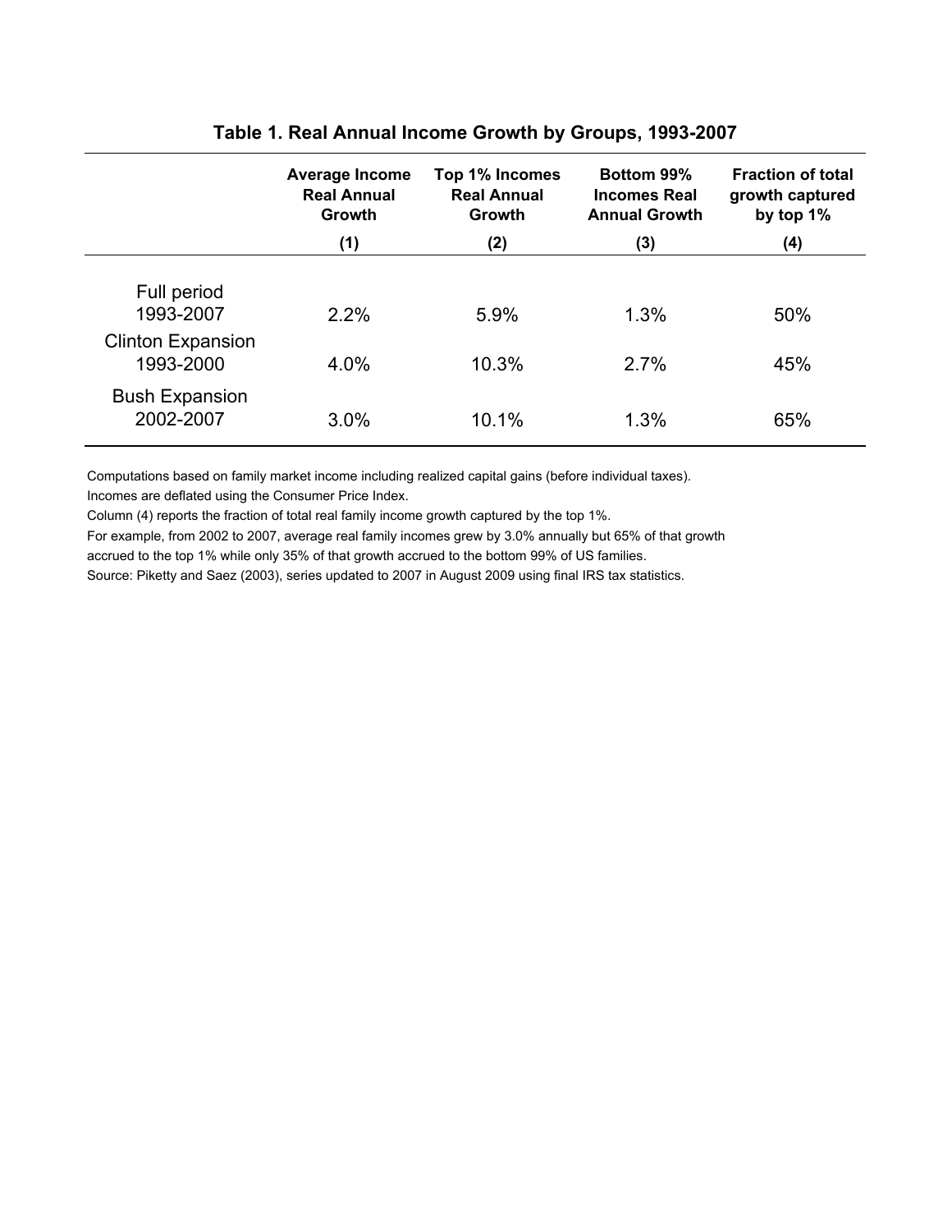## Table 1. Real Annual Income Growth by Groups, 1993-2007

| | Average Income Real Annual Growth | Top 1% Incomes Real Annual Growth | Bottom 99% Incomes Real Annual Growth | Fraction of total growth captured by top 1% |
|---|---|---|---|---|
| | (1) | (2) | (3) | (4) |
| Full period 1993-2007 | 2.2% | 5.9% | 1.3% | 50% |
| Clinton Expansion 1993-2000 | 4.0% | 10.3% | 2.7% | 45% |
| Bush Expansion 2002-2007 | 3.0% | 10.1% | 1.3% | 65% |

Computations based on family market income including realized capital gains (before individual taxes).
Incomes are deflated using the Consumer Price Index.
Column (4) reports the fraction of total real family income growth captured by the top 1%.
For example, from 2002 to 2007, average real family incomes grew by 3.0% annually but 65% of that growth accrued to the top 1% while only 35% of that growth accrued to the bottom 99% of US families.
Source: Piketty and Saez (2003), series updated to 2007 in August 2009 using final IRS tax statistics.